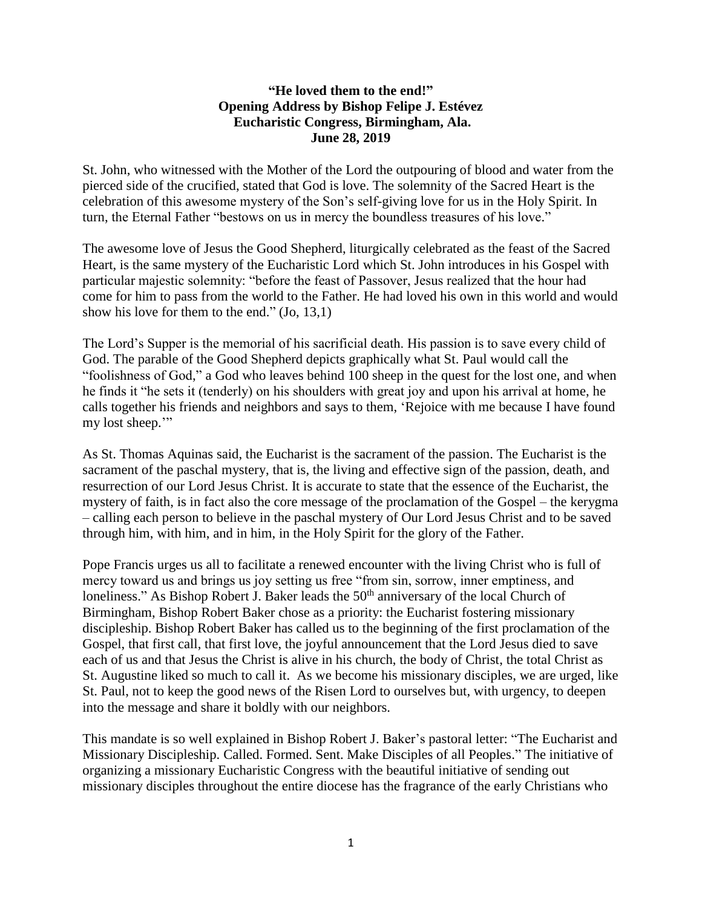**"He loved them to the end!"**
**Opening Address by Bishop Felipe J. Estévez**
**Eucharistic Congress, Birmingham, Ala.**
**June 28, 2019**

St. John, who witnessed with the Mother of the Lord the outpouring of blood and water from the pierced side of the crucified, stated that God is love. The solemnity of the Sacred Heart is the celebration of this awesome mystery of the Son's self-giving love for us in the Holy Spirit. In turn, the Eternal Father "bestows on us in mercy the boundless treasures of his love."

The awesome love of Jesus the Good Shepherd, liturgically celebrated as the feast of the Sacred Heart, is the same mystery of the Eucharistic Lord which St. John introduces in his Gospel with particular majestic solemnity: "before the feast of Passover, Jesus realized that the hour had come for him to pass from the world to the Father. He had loved his own in this world and would show his love for them to the end." (Jo, 13,1)

The Lord's Supper is the memorial of his sacrificial death. His passion is to save every child of God. The parable of the Good Shepherd depicts graphically what St. Paul would call the "foolishness of God," a God who leaves behind 100 sheep in the quest for the lost one, and when he finds it "he sets it (tenderly) on his shoulders with great joy and upon his arrival at home, he calls together his friends and neighbors and says to them, 'Rejoice with me because I have found my lost sheep.'"

As St. Thomas Aquinas said, the Eucharist is the sacrament of the passion. The Eucharist is the sacrament of the paschal mystery, that is, the living and effective sign of the passion, death, and resurrection of our Lord Jesus Christ. It is accurate to state that the essence of the Eucharist, the mystery of faith, is in fact also the core message of the proclamation of the Gospel – the kerygma – calling each person to believe in the paschal mystery of Our Lord Jesus Christ and to be saved through him, with him, and in him, in the Holy Spirit for the glory of the Father.

Pope Francis urges us all to facilitate a renewed encounter with the living Christ who is full of mercy toward us and brings us joy setting us free "from sin, sorrow, inner emptiness, and loneliness." As Bishop Robert J. Baker leads the 50th anniversary of the local Church of Birmingham, Bishop Robert Baker chose as a priority: the Eucharist fostering missionary discipleship. Bishop Robert Baker has called us to the beginning of the first proclamation of the Gospel, that first call, that first love, the joyful announcement that the Lord Jesus died to save each of us and that Jesus the Christ is alive in his church, the body of Christ, the total Christ as St. Augustine liked so much to call it. As we become his missionary disciples, we are urged, like St. Paul, not to keep the good news of the Risen Lord to ourselves but, with urgency, to deepen into the message and share it boldly with our neighbors.

This mandate is so well explained in Bishop Robert J. Baker's pastoral letter: "The Eucharist and Missionary Discipleship. Called. Formed. Sent. Make Disciples of all Peoples." The initiative of organizing a missionary Eucharistic Congress with the beautiful initiative of sending out missionary disciples throughout the entire diocese has the fragrance of the early Christians who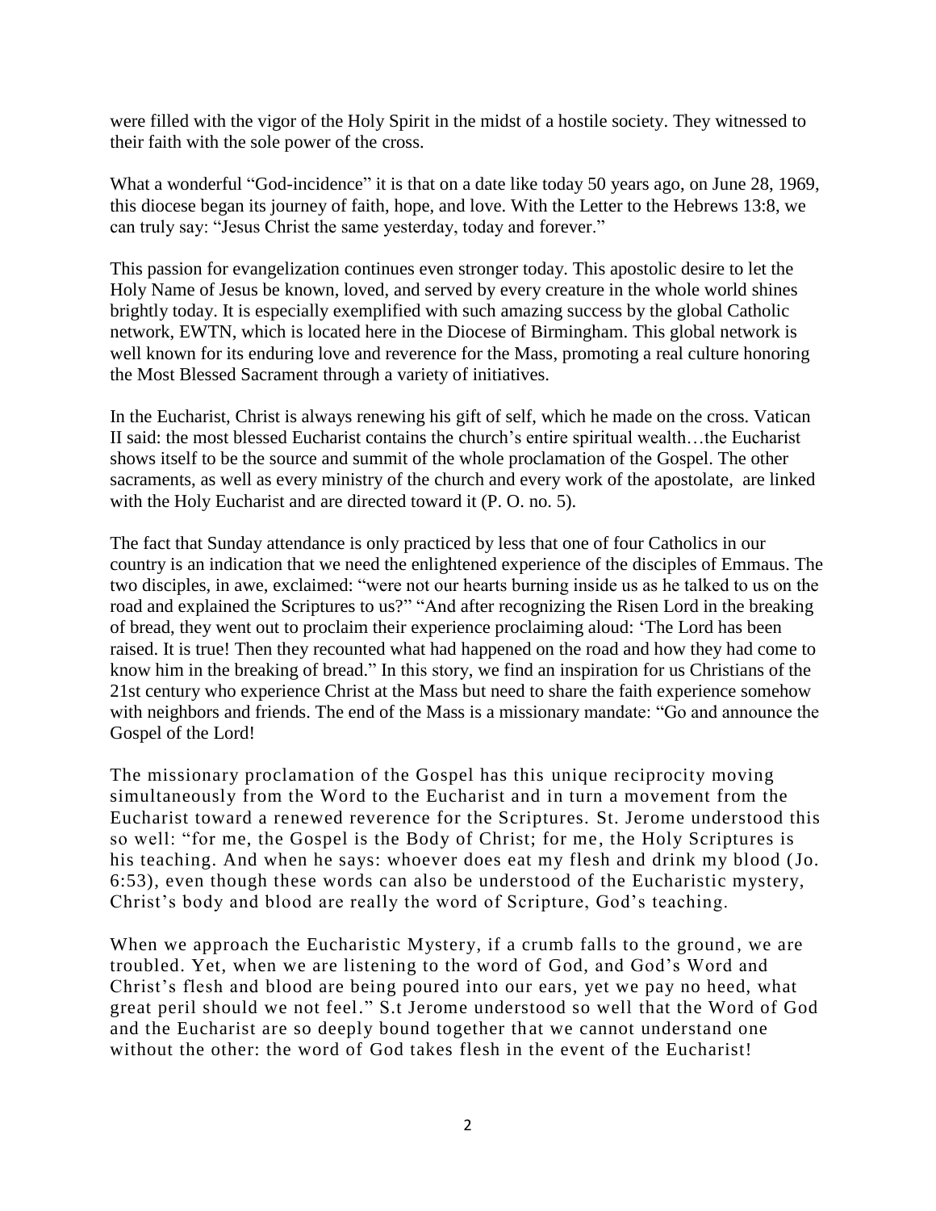were filled with the vigor of the Holy Spirit in the midst of a hostile society. They witnessed to their faith with the sole power of the cross.

What a wonderful "God-incidence" it is that on a date like today 50 years ago, on June 28, 1969, this diocese began its journey of faith, hope, and love. With the Letter to the Hebrews 13:8, we can truly say: "Jesus Christ the same yesterday, today and forever."

This passion for evangelization continues even stronger today. This apostolic desire to let the Holy Name of Jesus be known, loved, and served by every creature in the whole world shines brightly today. It is especially exemplified with such amazing success by the global Catholic network, EWTN, which is located here in the Diocese of Birmingham. This global network is well known for its enduring love and reverence for the Mass, promoting a real culture honoring the Most Blessed Sacrament through a variety of initiatives.

In the Eucharist, Christ is always renewing his gift of self, which he made on the cross. Vatican II said: the most blessed Eucharist contains the church's entire spiritual wealth…the Eucharist shows itself to be the source and summit of the whole proclamation of the Gospel. The other sacraments, as well as every ministry of the church and every work of the apostolate, are linked with the Holy Eucharist and are directed toward it (P. O. no. 5).

The fact that Sunday attendance is only practiced by less that one of four Catholics in our country is an indication that we need the enlightened experience of the disciples of Emmaus. The two disciples, in awe, exclaimed: "were not our hearts burning inside us as he talked to us on the road and explained the Scriptures to us?" "And after recognizing the Risen Lord in the breaking of bread, they went out to proclaim their experience proclaiming aloud: 'The Lord has been raised. It is true! Then they recounted what had happened on the road and how they had come to know him in the breaking of bread." In this story, we find an inspiration for us Christians of the 21st century who experience Christ at the Mass but need to share the faith experience somehow with neighbors and friends. The end of the Mass is a missionary mandate: "Go and announce the Gospel of the Lord!

The missionary proclamation of the Gospel has this unique reciprocity moving simultaneously from the Word to the Eucharist and in turn a movement from the Eucharist toward a renewed reverence for the Scriptures. St. Jerome understood this so well: "for me, the Gospel is the Body of Christ; for me, the Holy Scriptures is his teaching. And when he says: whoever does eat my flesh and drink my blood (Jo. 6:53), even though these words can also be understood of the Eucharistic mystery, Christ's body and blood are really the word of Scripture, God's teaching.

When we approach the Eucharistic Mystery, if a crumb falls to the ground, we are troubled. Yet, when we are listening to the word of God, and God's Word and Christ's flesh and blood are being poured into our ears, yet we pay no heed, what great peril should we not feel." S.t Jerome understood so well that the Word of God and the Eucharist are so deeply bound together that we cannot understand one without the other: the word of God takes flesh in the event of the Eucharist!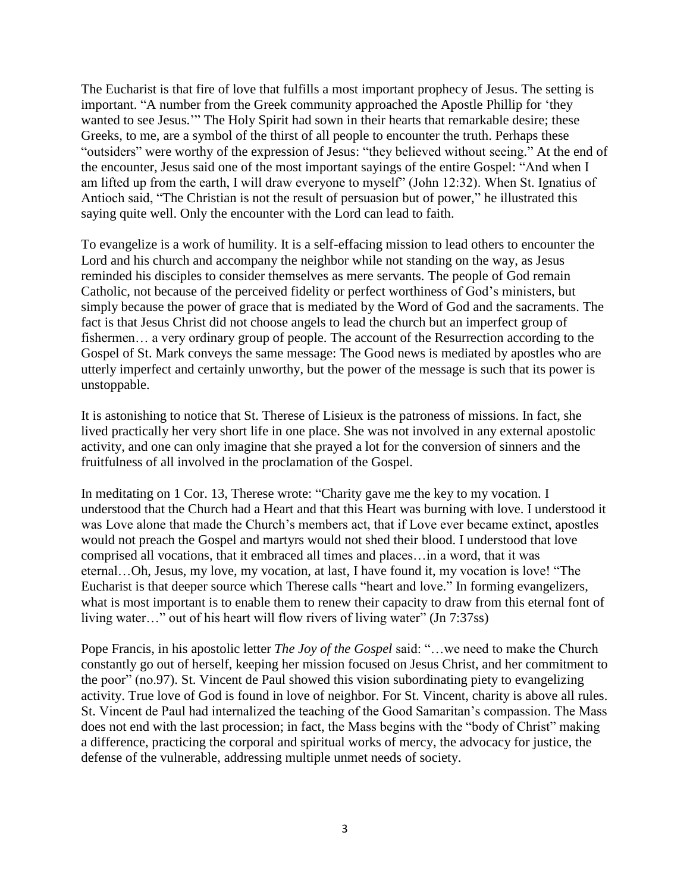The Eucharist is that fire of love that fulfills a most important prophecy of Jesus. The setting is important. "A number from the Greek community approached the Apostle Phillip for 'they wanted to see Jesus.'" The Holy Spirit had sown in their hearts that remarkable desire; these Greeks, to me, are a symbol of the thirst of all people to encounter the truth. Perhaps these "outsiders" were worthy of the expression of Jesus: "they believed without seeing." At the end of the encounter, Jesus said one of the most important sayings of the entire Gospel: "And when I am lifted up from the earth, I will draw everyone to myself" (John 12:32). When St. Ignatius of Antioch said, "The Christian is not the result of persuasion but of power," he illustrated this saying quite well. Only the encounter with the Lord can lead to faith.

To evangelize is a work of humility. It is a self-effacing mission to lead others to encounter the Lord and his church and accompany the neighbor while not standing on the way, as Jesus reminded his disciples to consider themselves as mere servants. The people of God remain Catholic, not because of the perceived fidelity or perfect worthiness of God's ministers, but simply because the power of grace that is mediated by the Word of God and the sacraments. The fact is that Jesus Christ did not choose angels to lead the church but an imperfect group of fishermen… a very ordinary group of people. The account of the Resurrection according to the Gospel of St. Mark conveys the same message: The Good news is mediated by apostles who are utterly imperfect and certainly unworthy, but the power of the message is such that its power is unstoppable.

It is astonishing to notice that St. Therese of Lisieux is the patroness of missions. In fact, she lived practically her very short life in one place. She was not involved in any external apostolic activity, and one can only imagine that she prayed a lot for the conversion of sinners and the fruitfulness of all involved in the proclamation of the Gospel.

In meditating on 1 Cor. 13, Therese wrote: "Charity gave me the key to my vocation. I understood that the Church had a Heart and that this Heart was burning with love. I understood it was Love alone that made the Church's members act, that if Love ever became extinct, apostles would not preach the Gospel and martyrs would not shed their blood. I understood that love comprised all vocations, that it embraced all times and places…in a word, that it was eternal…Oh, Jesus, my love, my vocation, at last, I have found it, my vocation is love! "The Eucharist is that deeper source which Therese calls "heart and love." In forming evangelizers, what is most important is to enable them to renew their capacity to draw from this eternal font of living water…" out of his heart will flow rivers of living water" (Jn 7:37ss)

Pope Francis, in his apostolic letter *The Joy of the Gospel* said: "…we need to make the Church constantly go out of herself, keeping her mission focused on Jesus Christ, and her commitment to the poor" (no.97). St. Vincent de Paul showed this vision subordinating piety to evangelizing activity. True love of God is found in love of neighbor. For St. Vincent, charity is above all rules. St. Vincent de Paul had internalized the teaching of the Good Samaritan's compassion. The Mass does not end with the last procession; in fact, the Mass begins with the "body of Christ" making a difference, practicing the corporal and spiritual works of mercy, the advocacy for justice, the defense of the vulnerable, addressing multiple unmet needs of society.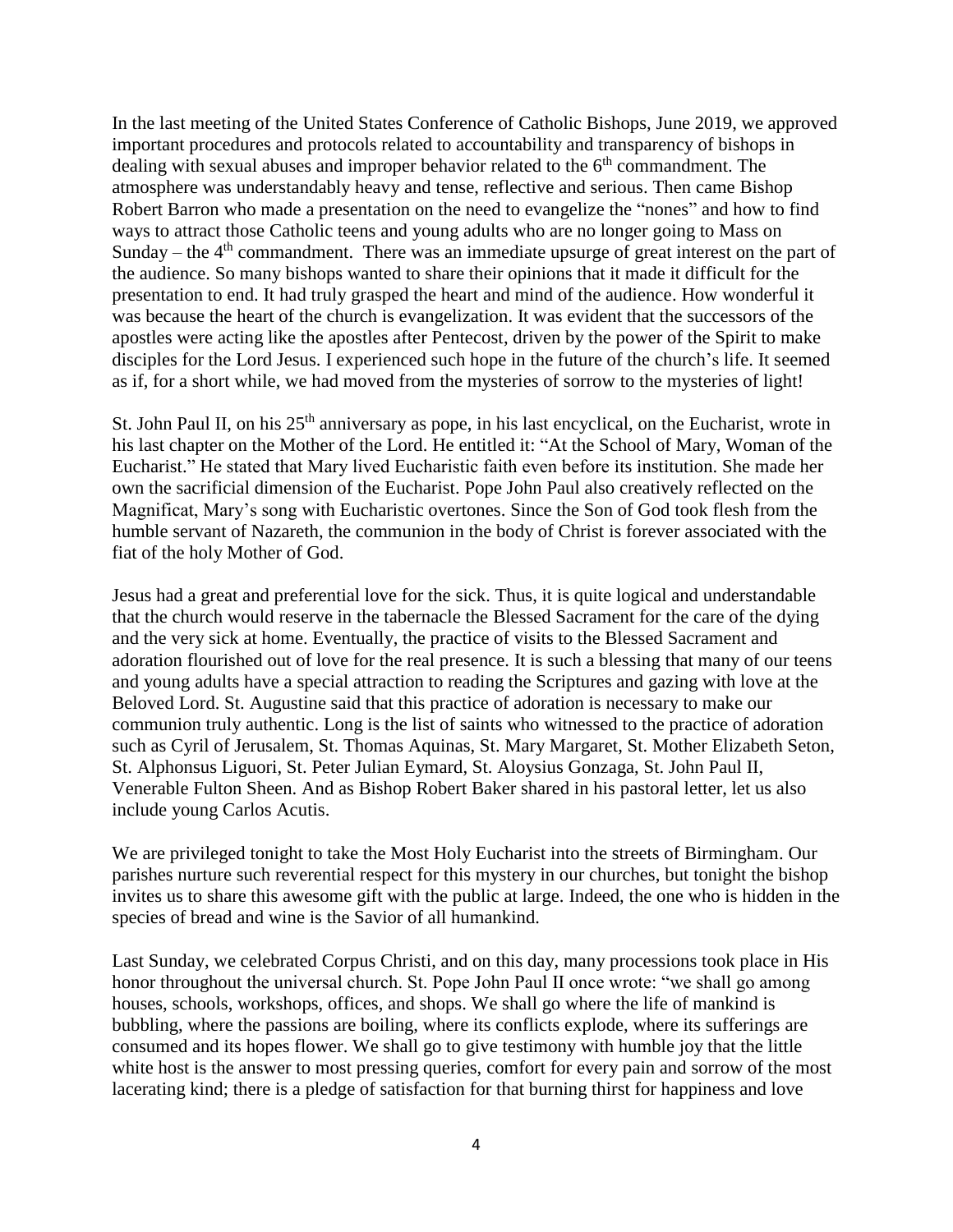In the last meeting of the United States Conference of Catholic Bishops, June 2019, we approved important procedures and protocols related to accountability and transparency of bishops in dealing with sexual abuses and improper behavior related to the 6th commandment. The atmosphere was understandably heavy and tense, reflective and serious. Then came Bishop Robert Barron who made a presentation on the need to evangelize the "nones" and how to find ways to attract those Catholic teens and young adults who are no longer going to Mass on Sunday – the 4th commandment. There was an immediate upsurge of great interest on the part of the audience. So many bishops wanted to share their opinions that it made it difficult for the presentation to end. It had truly grasped the heart and mind of the audience. How wonderful it was because the heart of the church is evangelization. It was evident that the successors of the apostles were acting like the apostles after Pentecost, driven by the power of the Spirit to make disciples for the Lord Jesus. I experienced such hope in the future of the church's life. It seemed as if, for a short while, we had moved from the mysteries of sorrow to the mysteries of light!

St. John Paul II, on his 25th anniversary as pope, in his last encyclical, on the Eucharist, wrote in his last chapter on the Mother of the Lord. He entitled it: "At the School of Mary, Woman of the Eucharist." He stated that Mary lived Eucharistic faith even before its institution. She made her own the sacrificial dimension of the Eucharist. Pope John Paul also creatively reflected on the Magnificat, Mary's song with Eucharistic overtones. Since the Son of God took flesh from the humble servant of Nazareth, the communion in the body of Christ is forever associated with the fiat of the holy Mother of God.

Jesus had a great and preferential love for the sick. Thus, it is quite logical and understandable that the church would reserve in the tabernacle the Blessed Sacrament for the care of the dying and the very sick at home. Eventually, the practice of visits to the Blessed Sacrament and adoration flourished out of love for the real presence. It is such a blessing that many of our teens and young adults have a special attraction to reading the Scriptures and gazing with love at the Beloved Lord. St. Augustine said that this practice of adoration is necessary to make our communion truly authentic. Long is the list of saints who witnessed to the practice of adoration such as Cyril of Jerusalem, St. Thomas Aquinas, St. Mary Margaret, St. Mother Elizabeth Seton, St. Alphonsus Liguori, St. Peter Julian Eymard, St. Aloysius Gonzaga, St. John Paul II, Venerable Fulton Sheen. And as Bishop Robert Baker shared in his pastoral letter, let us also include young Carlos Acutis.

We are privileged tonight to take the Most Holy Eucharist into the streets of Birmingham. Our parishes nurture such reverential respect for this mystery in our churches, but tonight the bishop invites us to share this awesome gift with the public at large. Indeed, the one who is hidden in the species of bread and wine is the Savior of all humankind.

Last Sunday, we celebrated Corpus Christi, and on this day, many processions took place in His honor throughout the universal church. St. Pope John Paul II once wrote: "we shall go among houses, schools, workshops, offices, and shops. We shall go where the life of mankind is bubbling, where the passions are boiling, where its conflicts explode, where its sufferings are consumed and its hopes flower. We shall go to give testimony with humble joy that the little white host is the answer to most pressing queries, comfort for every pain and sorrow of the most lacerating kind; there is a pledge of satisfaction for that burning thirst for happiness and love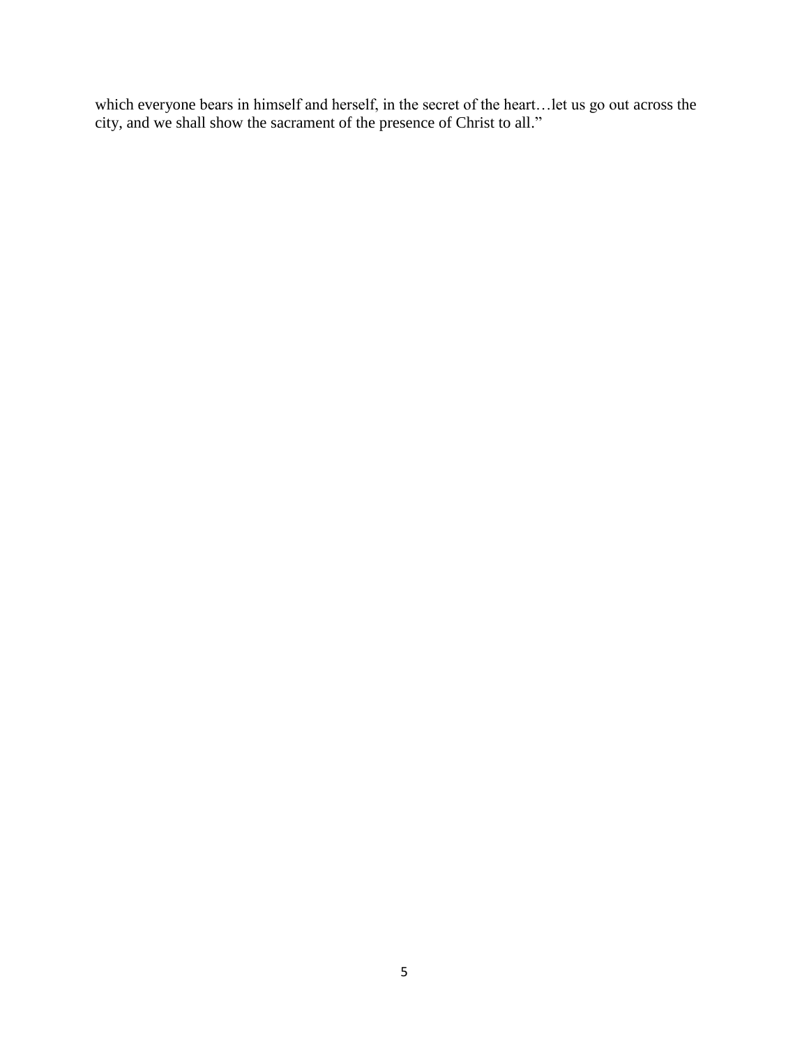which everyone bears in himself and herself, in the secret of the heart…let us go out across the city, and we shall show the sacrament of the presence of Christ to all."